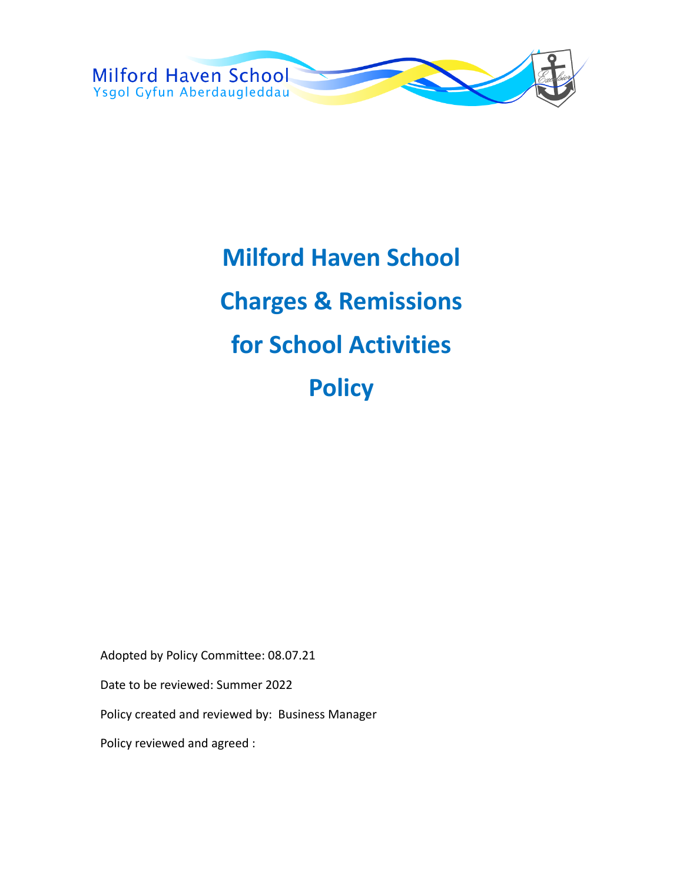Milford Haven School
Ysgol Gyfun Aberdaugleddau

# Milford Haven School

# Charges & Remissions

# for School Activities

# Policy

Adopted by Policy Committee: 08.07.21

Date to be reviewed: Summer 2022

Policy created and reviewed by: Business Manager

Policy reviewed and agreed :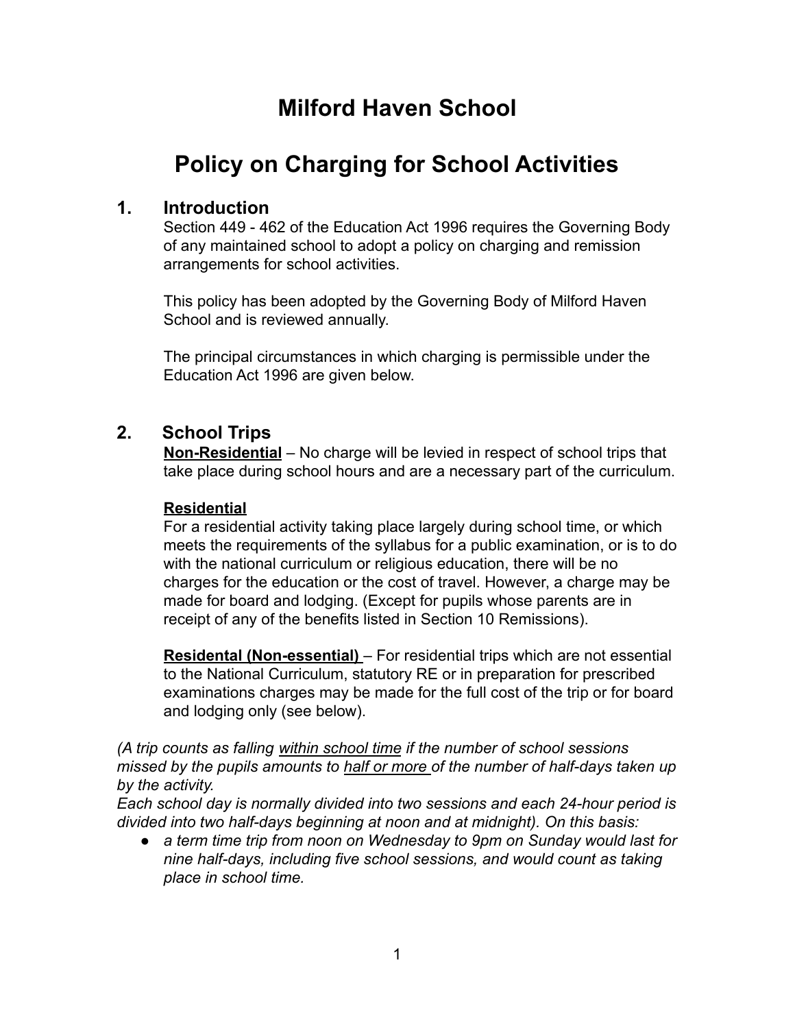# Milford Haven School

# Policy on Charging for School Activities

## 1. Introduction

Section 449 - 462 of the Education Act 1996 requires the Governing Body of any maintained school to adopt a policy on charging and remission arrangements for school activities.

This policy has been adopted by the Governing Body of Milford Haven School and is reviewed annually.

The principal circumstances in which charging is permissible under the Education Act 1996 are given below.

## 2. School Trips

**Non-Residential** – No charge will be levied in respect of school trips that take place during school hours and are a necessary part of the curriculum.

**Residential**

For a residential activity taking place largely during school time, or which meets the requirements of the syllabus for a public examination, or is to do with the national curriculum or religious education, there will be no charges for the education or the cost of travel. However, a charge may be made for board and lodging. (Except for pupils whose parents are in receipt of any of the benefits listed in Section 10 Remissions).

**Residental (Non-essential)** – For residential trips which are not essential to the National Curriculum, statutory RE or in preparation for prescribed examinations charges may be made for the full cost of the trip or for board and lodging only (see below).

*(A trip counts as falling within school time if the number of school sessions missed by the pupils amounts to half or more of the number of half-days taken up by the activity.*

*Each school day is normally divided into two sessions and each 24-hour period is divided into two half-days beginning at noon and at midnight). On this basis:*

- *a term time trip from noon on Wednesday to 9pm on Sunday would last for nine half-days, including five school sessions, and would count as taking place in school time.*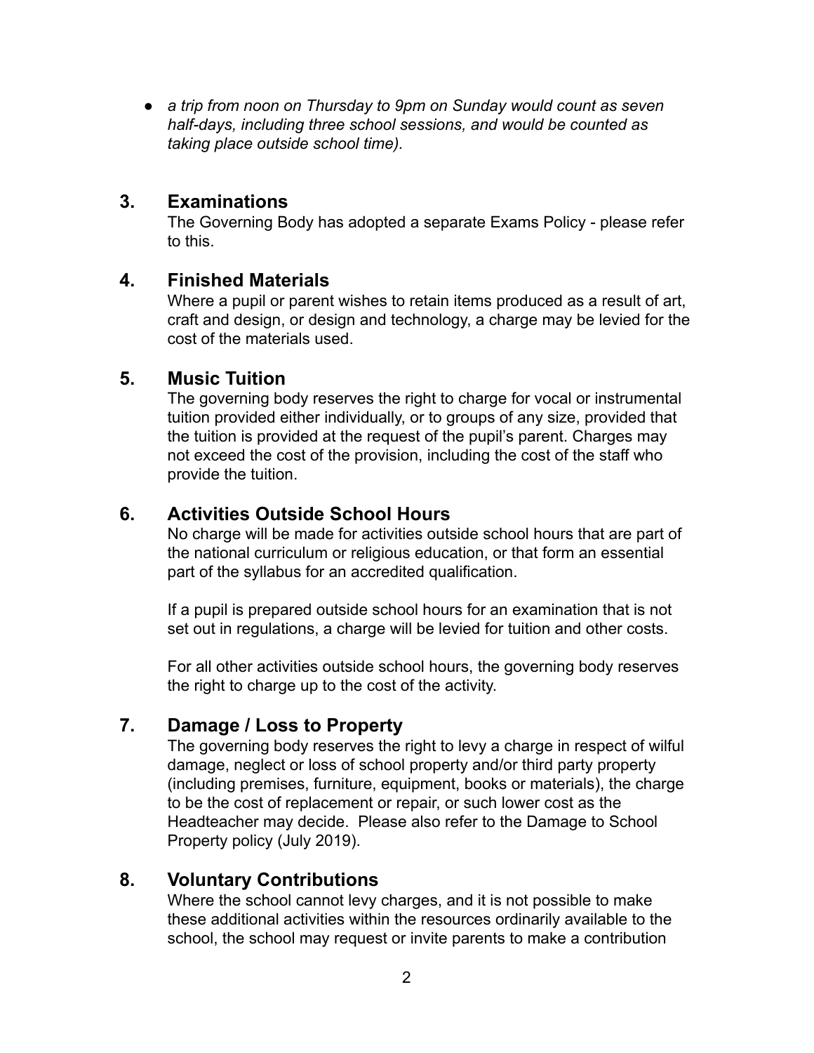- *a trip from noon on Thursday to 9pm on Sunday would count as seven half-days, including three school sessions, and would be counted as taking place outside school time).*

## 3. Examinations

The Governing Body has adopted a separate Exams Policy - please refer to this.

## 4. Finished Materials

Where a pupil or parent wishes to retain items produced as a result of art, craft and design, or design and technology, a charge may be levied for the cost of the materials used.

## 5. Music Tuition

The governing body reserves the right to charge for vocal or instrumental tuition provided either individually, or to groups of any size, provided that the tuition is provided at the request of the pupil's parent. Charges may not exceed the cost of the provision, including the cost of the staff who provide the tuition.

## 6. Activities Outside School Hours

No charge will be made for activities outside school hours that are part of the national curriculum or religious education, or that form an essential part of the syllabus for an accredited qualification.

If a pupil is prepared outside school hours for an examination that is not set out in regulations, a charge will be levied for tuition and other costs.

For all other activities outside school hours, the governing body reserves the right to charge up to the cost of the activity.

## 7. Damage / Loss to Property

The governing body reserves the right to levy a charge in respect of wilful damage, neglect or loss of school property and/or third party property (including premises, furniture, equipment, books or materials), the charge to be the cost of replacement or repair, or such lower cost as the Headteacher may decide. Please also refer to the Damage to School Property policy (July 2019).

## 8. Voluntary Contributions

Where the school cannot levy charges, and it is not possible to make these additional activities within the resources ordinarily available to the school, the school may request or invite parents to make a contribution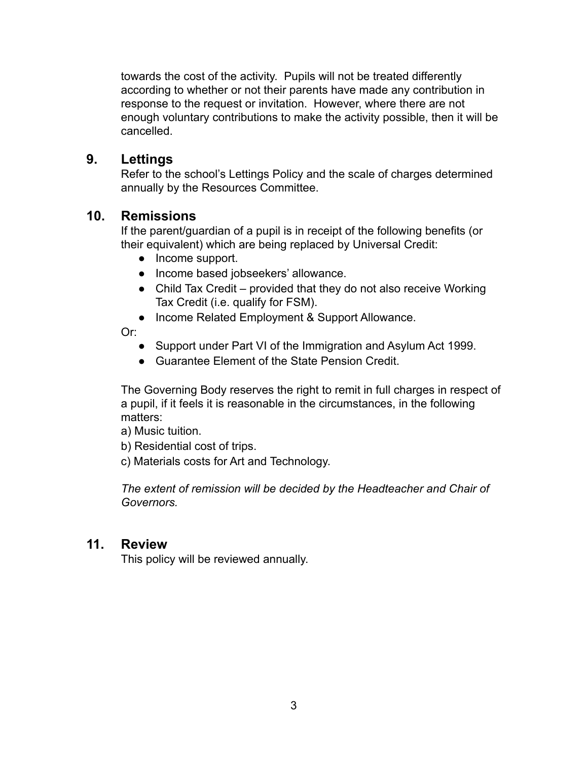towards the cost of the activity. Pupils will not be treated differently according to whether or not their parents have made any contribution in response to the request or invitation. However, where there are not enough voluntary contributions to make the activity possible, then it will be cancelled.

## 9. Lettings

Refer to the school's Lettings Policy and the scale of charges determined annually by the Resources Committee.

## 10. Remissions

If the parent/guardian of a pupil is in receipt of the following benefits (or their equivalent) which are being replaced by Universal Credit:

- Income support.
- Income based jobseekers' allowance.
- Child Tax Credit – provided that they do not also receive Working Tax Credit (i.e. qualify for FSM).
- Income Related Employment & Support Allowance.

Or:

- Support under Part VI of the Immigration and Asylum Act 1999.
- Guarantee Element of the State Pension Credit.

The Governing Body reserves the right to remit in full charges in respect of a pupil, if it feels it is reasonable in the circumstances, in the following matters:

a) Music tuition.

b) Residential cost of trips.

c) Materials costs for Art and Technology.

*The extent of remission will be decided by the Headteacher and Chair of Governors.*

## 11. Review

This policy will be reviewed annually.